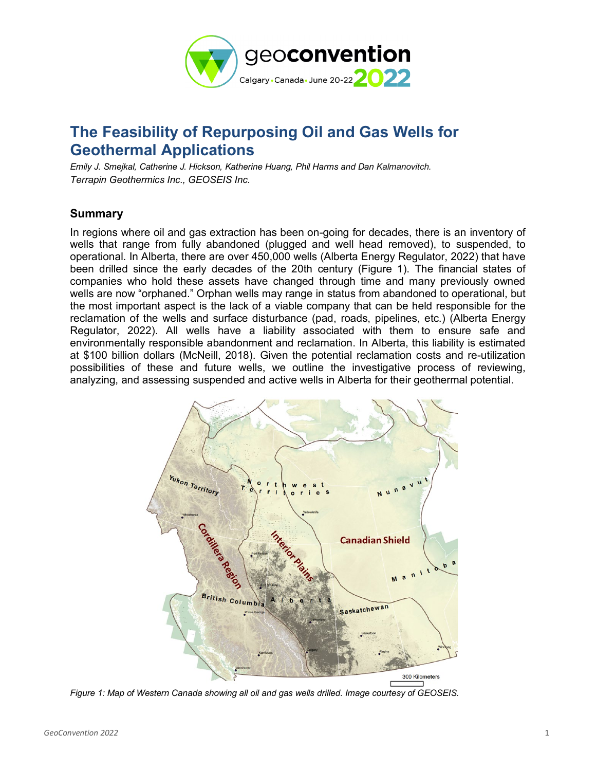# The Feasibility of Repurposing Oil and Gas Wells for Geothermal Applications

*Emily J. Smejkal, Catherine J. Hickson, Katherine Huang, Phil Harms and Dan Kalmanovitch.*
*Terrapin Geothermics Inc., GEOSEIS Inc.*

## Summary

In regions where oil and gas extraction has been on-going for decades, there is an inventory of wells that range from fully abandoned (plugged and well head removed), to suspended, to operational. In Alberta, there are over 450,000 wells (Alberta Energy Regulator, 2022) that have been drilled since the early decades of the 20th century (Figure 1). The financial states of companies who hold these assets have changed through time and many previously owned wells are now "orphaned." Orphan wells may range in status from abandoned to operational, but the most important aspect is the lack of a viable company that can be held responsible for the reclamation of the wells and surface disturbance (pad, roads, pipelines, etc.) (Alberta Energy Regulator, 2022). All wells have a liability associated with them to ensure safe and environmentally responsible abandonment and reclamation. In Alberta, this liability is estimated at $100 billion dollars (McNeill, 2018). Given the potential reclamation costs and re-utilization possibilities of these and future wells, we outline the investigative process of reviewing, analyzing, and assessing suspended and active wells in Alberta for their geothermal potential.

*Figure 1: Map of Western Canada showing all oil and gas wells drilled. Image courtesy of GEOSEIS.*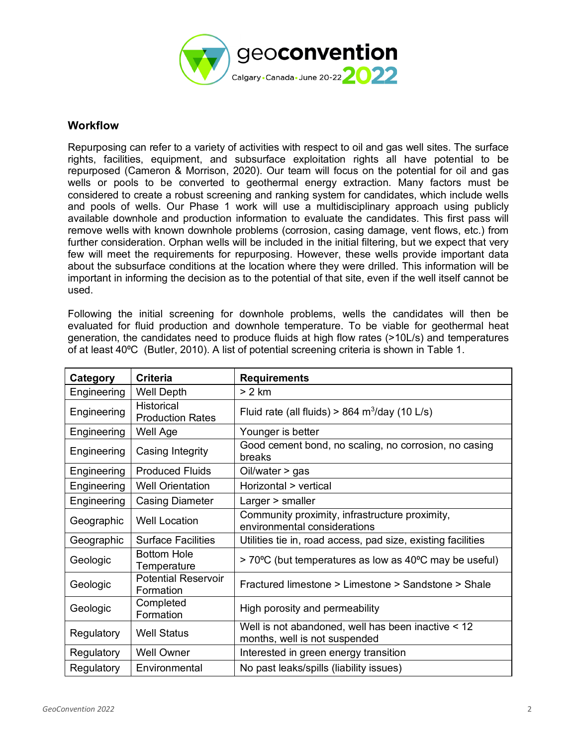## Workflow

Repurposing can refer to a variety of activities with respect to oil and gas well sites. The surface rights, facilities, equipment, and subsurface exploitation rights all have potential to be repurposed (Cameron & Morrison, 2020). Our team will focus on the potential for oil and gas wells or pools to be converted to geothermal energy extraction. Many factors must be considered to create a robust screening and ranking system for candidates, which include wells and pools of wells. Our Phase 1 work will use a multidisciplinary approach using publicly available downhole and production information to evaluate the candidates. This first pass will remove wells with known downhole problems (corrosion, casing damage, vent flows, etc.) from further consideration. Orphan wells will be included in the initial filtering, but we expect that very few will meet the requirements for repurposing. However, these wells provide important data about the subsurface conditions at the location where they were drilled. This information will be important in informing the decision as to the potential of that site, even if the well itself cannot be used.

Following the initial screening for downhole problems, wells the candidates will then be evaluated for fluid production and downhole temperature. To be viable for geothermal heat generation, the candidates need to produce fluids at high flow rates (>10L/s) and temperatures of at least 40ºC (Butler, 2010). A list of potential screening criteria is shown in Table 1.

| Category | Criteria | Requirements |
|---|---|---|
| Engineering | Well Depth | > 2 km |
| Engineering | Historical Production Rates | Fluid rate (all fluids) > 864 $m^3$/day (10 L/s) |
| Engineering | Well Age | Younger is better |
| Engineering | Casing Integrity | Good cement bond, no scaling, no corrosion, no casing breaks |
| Engineering | Produced Fluids | Oil/water > gas |
| Engineering | Well Orientation | Horizontal > vertical |
| Engineering | Casing Diameter | Larger > smaller |
| Geographic | Well Location | Community proximity, infrastructure proximity, environmental considerations |
| Geographic | Surface Facilities | Utilities tie in, road access, pad size, existing facilities |
| Geologic | Bottom Hole Temperature | > 70ºC (but temperatures as low as 40ºC may be useful) |
| Geologic | Potential Reservoir Formation | Fractured limestone > Limestone > Sandstone > Shale |
| Geologic | Completed Formation | High porosity and permeability |
| Regulatory | Well Status | Well is not abandoned, well has been inactive < 12 months, well is not suspended |
| Regulatory | Well Owner | Interested in green energy transition |
| Regulatory | Environmental | No past leaks/spills (liability issues) |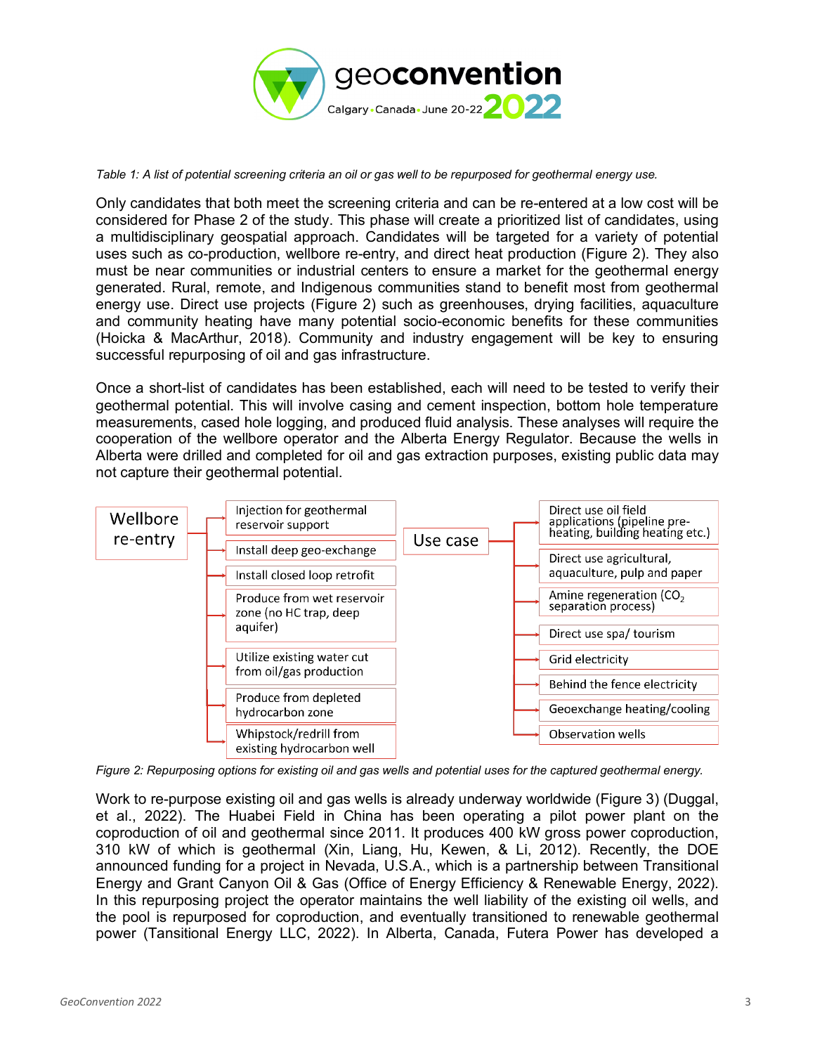*Table 1: A list of potential screening criteria an oil or gas well to be repurposed for geothermal energy use.*

Only candidates that both meet the screening criteria and can be re-entered at a low cost will be considered for Phase 2 of the study. This phase will create a prioritized list of candidates, using a multidisciplinary geospatial approach. Candidates will be targeted for a variety of potential uses such as co-production, wellbore re-entry, and direct heat production (Figure 2). They also must be near communities or industrial centers to ensure a market for the geothermal energy generated. Rural, remote, and Indigenous communities stand to benefit most from geothermal energy use. Direct use projects (Figure 2) such as greenhouses, drying facilities, aquaculture and community heating have many potential socio-economic benefits for these communities (Hoicka & MacArthur, 2018). Community and industry engagement will be key to ensuring successful repurposing of oil and gas infrastructure.

Once a short-list of candidates has been established, each will need to be tested to verify their geothermal potential. This will involve casing and cement inspection, bottom hole temperature measurements, cased hole logging, and produced fluid analysis. These analyses will require the cooperation of the wellbore operator and the Alberta Energy Regulator. Because the wells in Alberta were drilled and completed for oil and gas extraction purposes, existing public data may not capture their geothermal potential.

**Wellbore re-entry**
- Injection for geothermal reservoir support
- Install deep geo-exchange
- Install closed loop retrofit
- Produce from wet reservoir zone (no HC trap, deep aquifer)
- Utilize existing water cut from oil/gas production
- Produce from depleted hydrocarbon zone
- Whipstock/redrill from existing hydrocarbon well

**Use case**
- Direct use oil field applications (pipeline pre-heating, building heating etc.)
- Direct use agricultural, aquaculture, pulp and paper
- Amine regeneration ($CO_2$ separation process)
- Direct use spa/ tourism
- Grid electricity
- Behind the fence electricity
- Geoexchange heating/cooling
- Observation wells

*Figure 2: Repurposing options for existing oil and gas wells and potential uses for the captured geothermal energy.*

Work to re-purpose existing oil and gas wells is already underway worldwide (Figure 3) (Duggal, et al., 2022). The Huabei Field in China has been operating a pilot power plant on the coproduction of oil and geothermal since 2011. It produces 400 kW gross power coproduction, 310 kW of which is geothermal (Xin, Liang, Hu, Kewen, & Li, 2012). Recently, the DOE announced funding for a project in Nevada, U.S.A., which is a partnership between Transitional Energy and Grant Canyon Oil & Gas (Office of Energy Efficiency & Renewable Energy, 2022). In this repurposing project the operator maintains the well liability of the existing oil wells, and the pool is repurposed for coproduction, and eventually transitioned to renewable geothermal power (Tansitional Energy LLC, 2022). In Alberta, Canada, Futera Power has developed a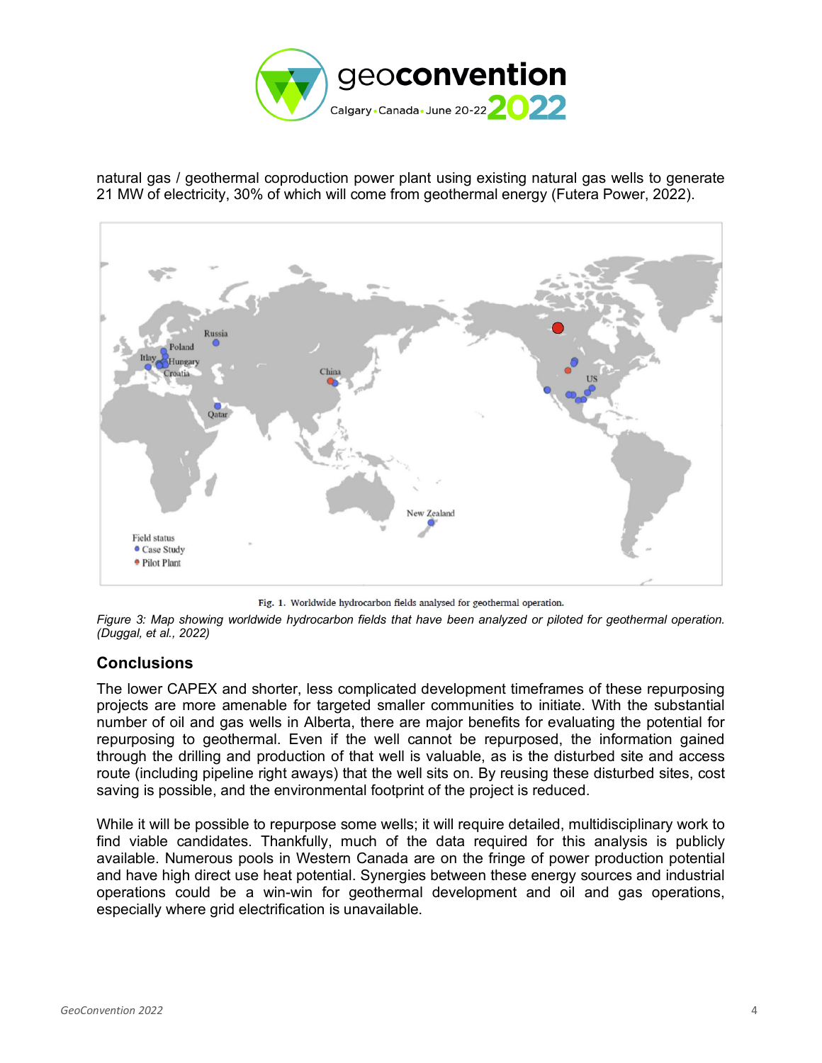natural gas / geothermal coproduction power plant using existing natural gas wells to generate 21 MW of electricity, 30% of which will come from geothermal energy (Futera Power, 2022).

Fig. 1. Worldwide hydrocarbon fields analysed for geothermal operation.

*Figure 3: Map showing worldwide hydrocarbon fields that have been analyzed or piloted for geothermal operation. (Duggal, et al., 2022)*

## Conclusions

The lower CAPEX and shorter, less complicated development timeframes of these repurposing projects are more amenable for targeted smaller communities to initiate. With the substantial number of oil and gas wells in Alberta, there are major benefits for evaluating the potential for repurposing to geothermal. Even if the well cannot be repurposed, the information gained through the drilling and production of that well is valuable, as is the disturbed site and access route (including pipeline right aways) that the well sits on. By reusing these disturbed sites, cost saving is possible, and the environmental footprint of the project is reduced.

While it will be possible to repurpose some wells; it will require detailed, multidisciplinary work to find viable candidates. Thankfully, much of the data required for this analysis is publicly available. Numerous pools in Western Canada are on the fringe of power production potential and have high direct use heat potential. Synergies between these energy sources and industrial operations could be a win-win for geothermal development and oil and gas operations, especially where grid electrification is unavailable.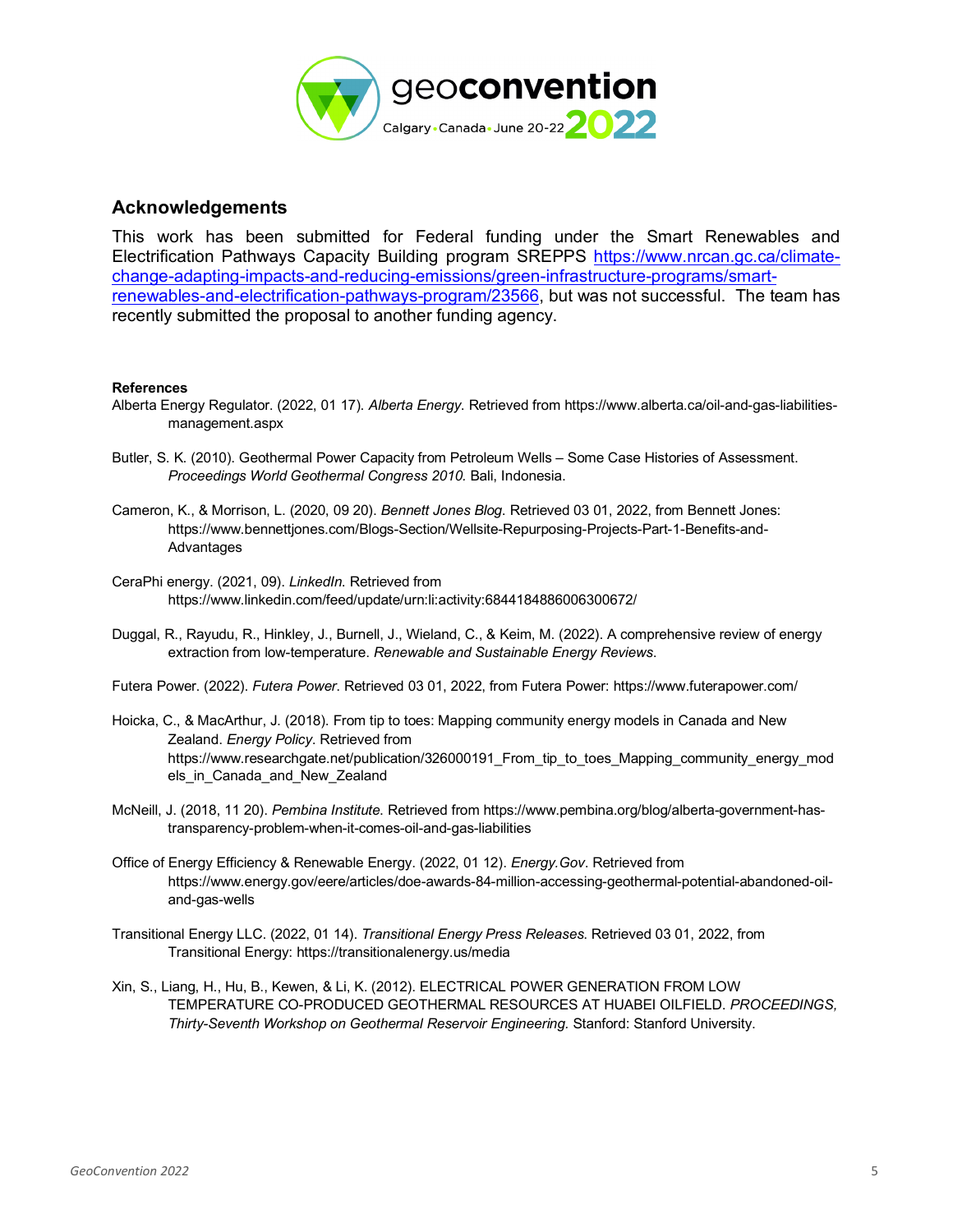## Acknowledgements

This work has been submitted for Federal funding under the Smart Renewables and Electrification Pathways Capacity Building program SREPPS https://www.nrcan.gc.ca/climate-change-adapting-impacts-and-reducing-emissions/green-infrastructure-programs/smart-renewables-and-electrification-pathways-program/23566, but was not successful. The team has recently submitted the proposal to another funding agency.

### References

Alberta Energy Regulator. (2022, 01 17). *Alberta Energy*. Retrieved from https://www.alberta.ca/oil-and-gas-liabilities-management.aspx

Butler, S. K. (2010). Geothermal Power Capacity from Petroleum Wells – Some Case Histories of Assessment. *Proceedings World Geothermal Congress 2010.* Bali, Indonesia.

Cameron, K., & Morrison, L. (2020, 09 20). *Bennett Jones Blog*. Retrieved 03 01, 2022, from Bennett Jones: https://www.bennettjones.com/Blogs-Section/Wellsite-Repurposing-Projects-Part-1-Benefits-and-Advantages

CeraPhi energy. (2021, 09). *LinkedIn.* Retrieved from https://www.linkedin.com/feed/update/urn:li:activity:6844184886006300672/

Duggal, R., Rayudu, R., Hinkley, J., Burnell, J., Wieland, C., & Keim, M. (2022). A comprehensive review of energy extraction from low-temperature. *Renewable and Sustainable Energy Reviews*.

Futera Power. (2022). *Futera Power*. Retrieved 03 01, 2022, from Futera Power: https://www.futerapower.com/

Hoicka, C., & MacArthur, J. (2018). From tip to toes: Mapping community energy models in Canada and New Zealand. *Energy Policy*. Retrieved from https://www.researchgate.net/publication/326000191_From_tip_to_toes_Mapping_community_energy_models_in_Canada_and_New_Zealand

McNeill, J. (2018, 11 20). *Pembina Institute.* Retrieved from https://www.pembina.org/blog/alberta-government-has-transparency-problem-when-it-comes-oil-and-gas-liabilities

Office of Energy Efficiency & Renewable Energy. (2022, 01 12). *Energy.Gov*. Retrieved from https://www.energy.gov/eere/articles/doe-awards-84-million-accessing-geothermal-potential-abandoned-oil-and-gas-wells

Transitional Energy LLC. (2022, 01 14). *Transitional Energy Press Releases*. Retrieved 03 01, 2022, from Transitional Energy: https://transitionalenergy.us/media

Xin, S., Liang, H., Hu, B., Kewen, & Li, K. (2012). ELECTRICAL POWER GENERATION FROM LOW TEMPERATURE CO-PRODUCED GEOTHERMAL RESOURCES AT HUABEI OILFIELD. *PROCEEDINGS, Thirty-Seventh Workshop on Geothermal Reservoir Engineering.* Stanford: Stanford University.